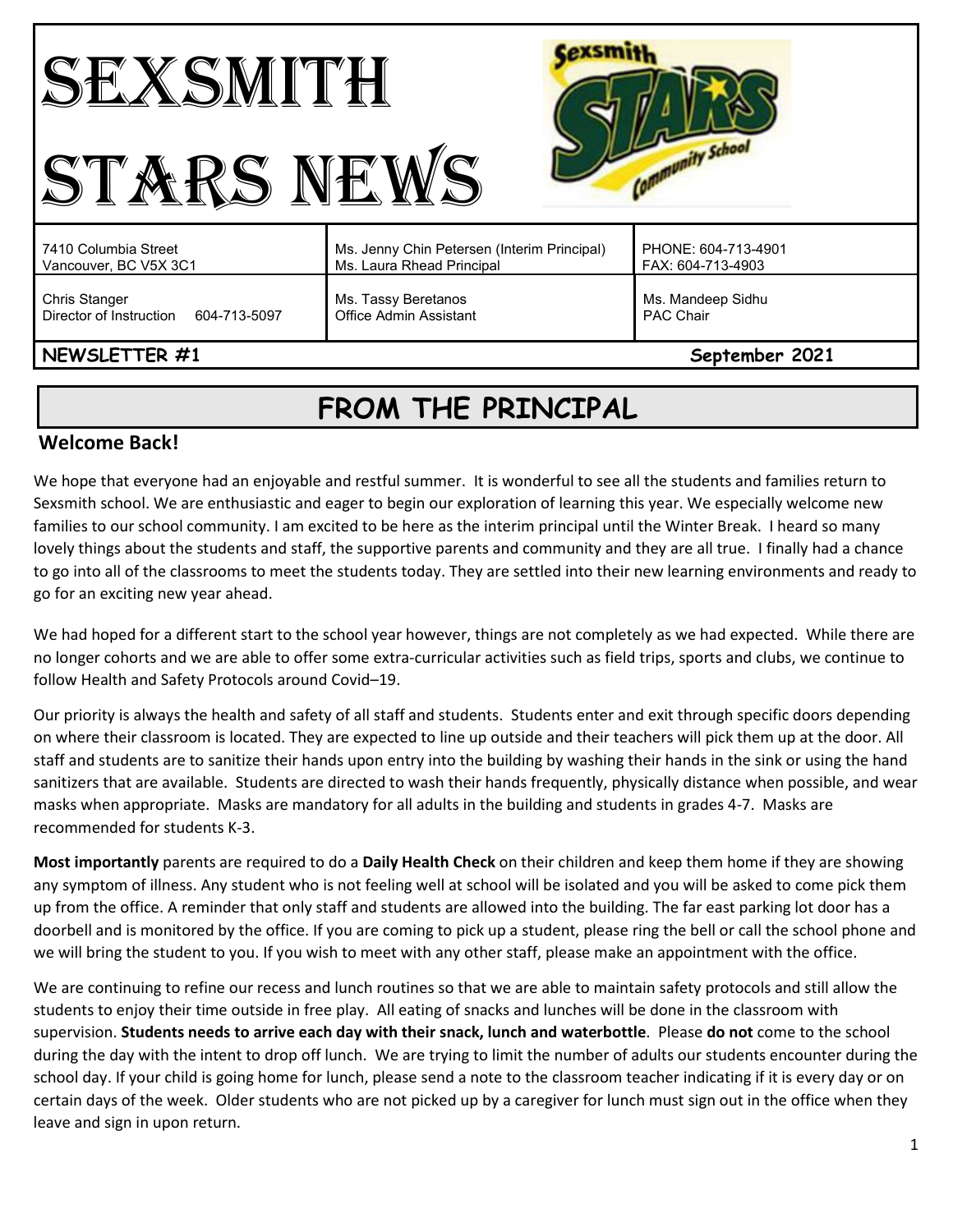# SEXSMITH STARS NEWS

| 7410 Columbia Street<br>Vancouver, BC V5X 3C1 | Ms. Jenny Chin Petersen (Interim Principal)<br>Ms. Laura Rhead Principal | PHONE: 604-713-4901<br>FAX: 604-713-4903 |
|---|---|---|
| Chris Stanger<br>Director of Instruction 604-713-5097 | Ms. Tassy Beretanos<br>Office Admin Assistant | Ms. Mandeep Sidhu<br>PAC Chair |

**NEWSLETTER #1** **September 2021**

## FROM THE PRINCIPAL

### Welcome Back!

We hope that everyone had an enjoyable and restful summer. It is wonderful to see all the students and families return to Sexsmith school. We are enthusiastic and eager to begin our exploration of learning this year. We especially welcome new families to our school community. I am excited to be here as the interim principal until the Winter Break. I heard so many lovely things about the students and staff, the supportive parents and community and they are all true. I finally had a chance to go into all of the classrooms to meet the students today. They are settled into their new learning environments and ready to go for an exciting new year ahead.

We had hoped for a different start to the school year however, things are not completely as we had expected. While there are no longer cohorts and we are able to offer some extra-curricular activities such as field trips, sports and clubs, we continue to follow Health and Safety Protocols around Covid–19.

Our priority is always the health and safety of all staff and students. Students enter and exit through specific doors depending on where their classroom is located. They are expected to line up outside and their teachers will pick them up at the door. All staff and students are to sanitize their hands upon entry into the building by washing their hands in the sink or using the hand sanitizers that are available. Students are directed to wash their hands frequently, physically distance when possible, and wear masks when appropriate. Masks are mandatory for all adults in the building and students in grades 4-7. Masks are recommended for students K-3.

**Most importantly** parents are required to do a **Daily Health Check** on their children and keep them home if they are showing any symptom of illness. Any student who is not feeling well at school will be isolated and you will be asked to come pick them up from the office. A reminder that only staff and students are allowed into the building. The far east parking lot door has a doorbell and is monitored by the office. If you are coming to pick up a student, please ring the bell or call the school phone and we will bring the student to you. If you wish to meet with any other staff, please make an appointment with the office.

We are continuing to refine our recess and lunch routines so that we are able to maintain safety protocols and still allow the students to enjoy their time outside in free play. All eating of snacks and lunches will be done in the classroom with supervision. **Students needs to arrive each day with their snack, lunch and waterbottle**. Please **do not** come to the school during the day with the intent to drop off lunch. We are trying to limit the number of adults our students encounter during the school day. If your child is going home for lunch, please send a note to the classroom teacher indicating if it is every day or on certain days of the week. Older students who are not picked up by a caregiver for lunch must sign out in the office when they leave and sign in upon return.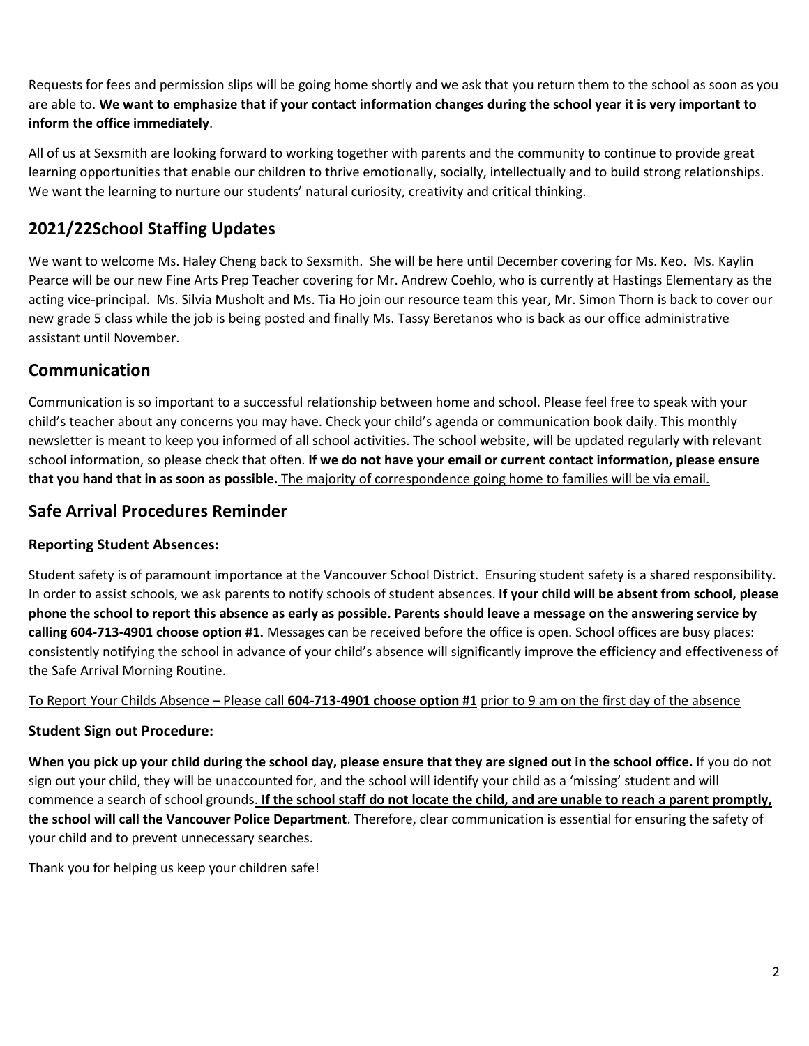Requests for fees and permission slips will be going home shortly and we ask that you return them to the school as soon as you are able to. **We want to emphasize that if your contact information changes during the school year it is very important to inform the office immediately**.

All of us at Sexsmith are looking forward to working together with parents and the community to continue to provide great learning opportunities that enable our children to thrive emotionally, socially, intellectually and to build strong relationships. We want the learning to nurture our students' natural curiosity, creativity and critical thinking.

## 2021/22School Staffing Updates

We want to welcome Ms. Haley Cheng back to Sexsmith. She will be here until December covering for Ms. Keo. Ms. Kaylin Pearce will be our new Fine Arts Prep Teacher covering for Mr. Andrew Coehlo, who is currently at Hastings Elementary as the acting vice-principal. Ms. Silvia Musholt and Ms. Tia Ho join our resource team this year, Mr. Simon Thorn is back to cover our new grade 5 class while the job is being posted and finally Ms. Tassy Beretanos who is back as our office administrative assistant until November.

## Communication

Communication is so important to a successful relationship between home and school. Please feel free to speak with your child's teacher about any concerns you may have. Check your child's agenda or communication book daily. This monthly newsletter is meant to keep you informed of all school activities. The school website, will be updated regularly with relevant school information, so please check that often. **If we do not have your email or current contact information, please ensure that you hand that in as soon as possible.** <u>The majority of correspondence going home to families will be via email.</u>

## Safe Arrival Procedures Reminder

### Reporting Student Absences:

Student safety is of paramount importance at the Vancouver School District. Ensuring student safety is a shared responsibility. In order to assist schools, we ask parents to notify schools of student absences. **If your child will be absent from school, please phone the school to report this absence as early as possible. Parents should leave a message on the answering service by calling 604-713-4901 choose option #1.** Messages can be received before the office is open. School offices are busy places: consistently notifying the school in advance of your child's absence will significantly improve the efficiency and effectiveness of the Safe Arrival Morning Routine.

<u>To Report Your Childs Absence – Please call **604-713-4901 choose option #1** prior to 9 am on the first day of the absence</u>

### Student Sign out Procedure:

**When you pick up your child during the school day, please ensure that they are signed out in the school office.** If you do not sign out your child, they will be unaccounted for, and the school will identify your child as a 'missing' student and will commence a search of school grounds<u>. **If the school staff do not locate the child, and are unable to reach a parent promptly, the school will call the Vancouver Police Department**</u>. Therefore, clear communication is essential for ensuring the safety of your child and to prevent unnecessary searches.

Thank you for helping us keep your children safe!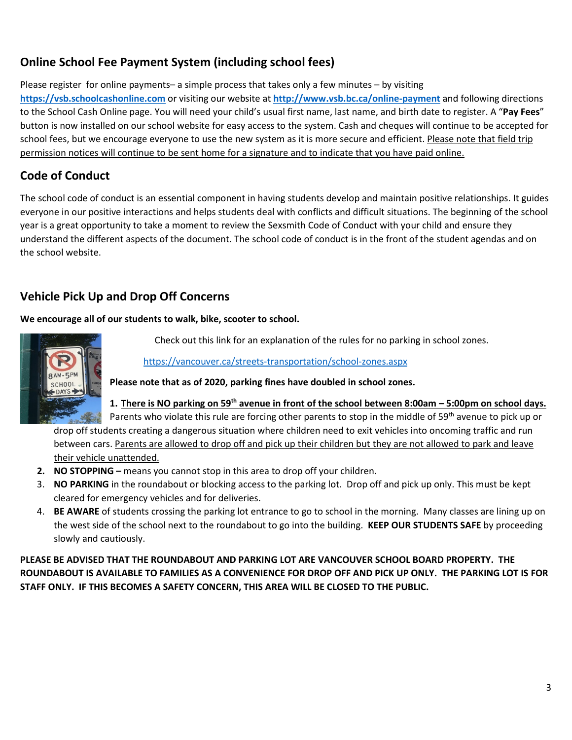## Online School Fee Payment System (including school fees)

Please register for online payments– a simple process that takes only a few minutes – by visiting **https://vsb.schoolcashonline.com** or visiting our website at **http://www.vsb.bc.ca/online-payment** and following directions to the School Cash Online page. You will need your child's usual first name, last name, and birth date to register. A "**Pay Fees**" button is now installed on our school website for easy access to the system. Cash and cheques will continue to be accepted for school fees, but we encourage everyone to use the new system as it is more secure and efficient. Please note that field trip permission notices will continue to be sent home for a signature and to indicate that you have paid online.

## Code of Conduct

The school code of conduct is an essential component in having students develop and maintain positive relationships. It guides everyone in our positive interactions and helps students deal with conflicts and difficult situations. The beginning of the school year is a great opportunity to take a moment to review the Sexsmith Code of Conduct with your child and ensure they understand the different aspects of the document. The school code of conduct is in the front of the student agendas and on the school website.

## Vehicle Pick Up and Drop Off Concerns

**We encourage all of our students to walk, bike, scooter to school.**

Check out this link for an explanation of the rules for no parking in school zones.

https://vancouver.ca/streets-transportation/school-zones.aspx

**Please note that as of 2020, parking fines have doubled in school zones.**

1. **There is NO parking on 59th avenue in front of the school between 8:00am – 5:00pm on school days.** Parents who violate this rule are forcing other parents to stop in the middle of 59th avenue to pick up or drop off students creating a dangerous situation where children need to exit vehicles into oncoming traffic and run between cars. Parents are allowed to drop off and pick up their children but they are not allowed to park and leave their vehicle unattended.
2. **NO STOPPING –** means you cannot stop in this area to drop off your children.
3. **NO PARKING** in the roundabout or blocking access to the parking lot. Drop off and pick up only. This must be kept cleared for emergency vehicles and for deliveries.
4. **BE AWARE** of students crossing the parking lot entrance to go to school in the morning. Many classes are lining up on the west side of the school next to the roundabout to go into the building. **KEEP OUR STUDENTS SAFE** by proceeding slowly and cautiously.

**PLEASE BE ADVISED THAT THE ROUNDABOUT AND PARKING LOT ARE VANCOUVER SCHOOL BOARD PROPERTY. THE ROUNDABOUT IS AVAILABLE TO FAMILIES AS A CONVENIENCE FOR DROP OFF AND PICK UP ONLY. THE PARKING LOT IS FOR STAFF ONLY. IF THIS BECOMES A SAFETY CONCERN, THIS AREA WILL BE CLOSED TO THE PUBLIC.**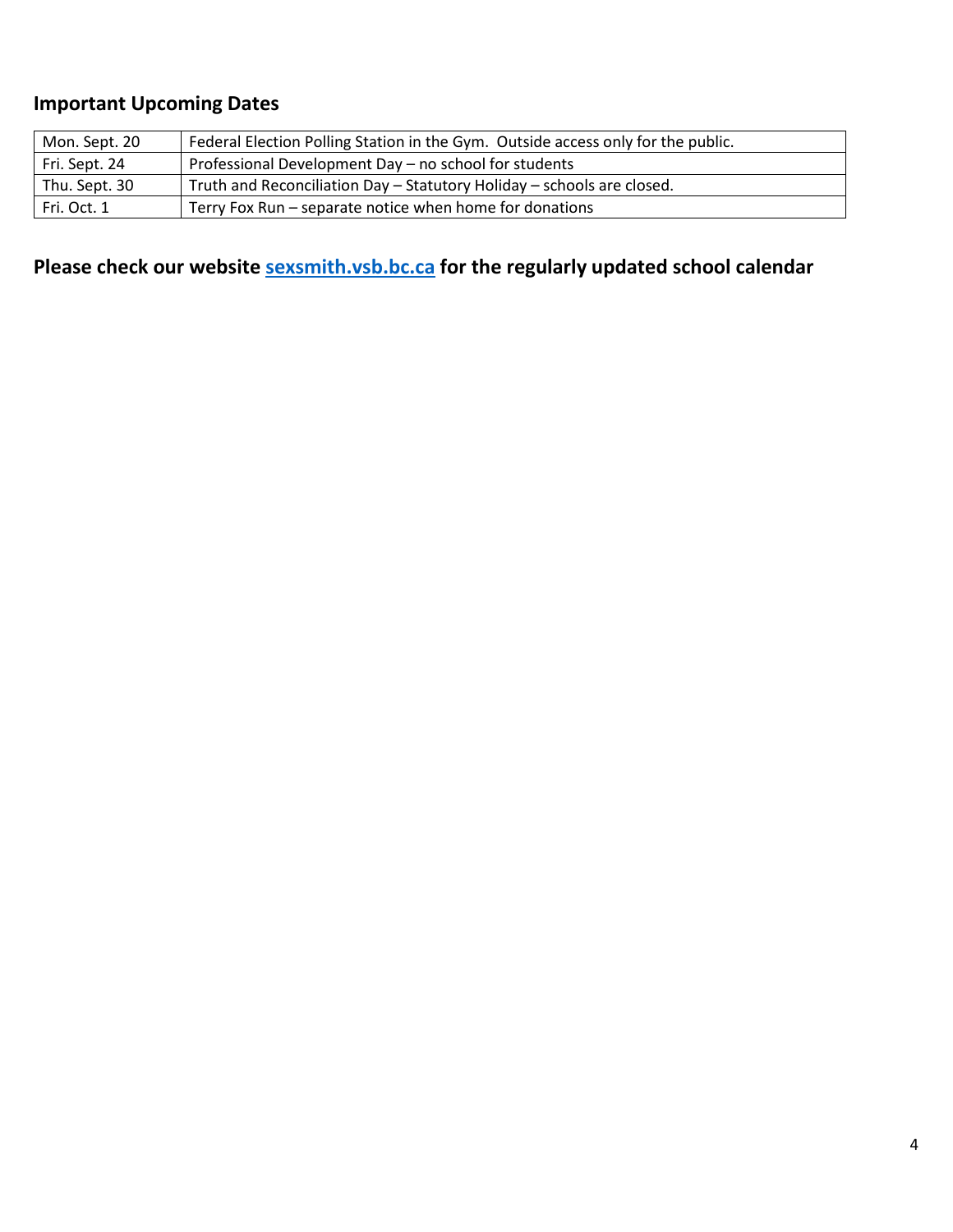## Important Upcoming Dates

| | |
|---|---|
| Mon. Sept. 20 | Federal Election Polling Station in the Gym. Outside access only for the public. |
| Fri. Sept. 24 | Professional Development Day – no school for students |
| Thu. Sept. 30 | Truth and Reconciliation Day – Statutory Holiday – schools are closed. |
| Fri. Oct. 1 | Terry Fox Run – separate notice when home for donations |

**Please check our website [sexsmith.vsb.bc.ca](sexsmith.vsb.bc.ca) for the regularly updated school calendar**